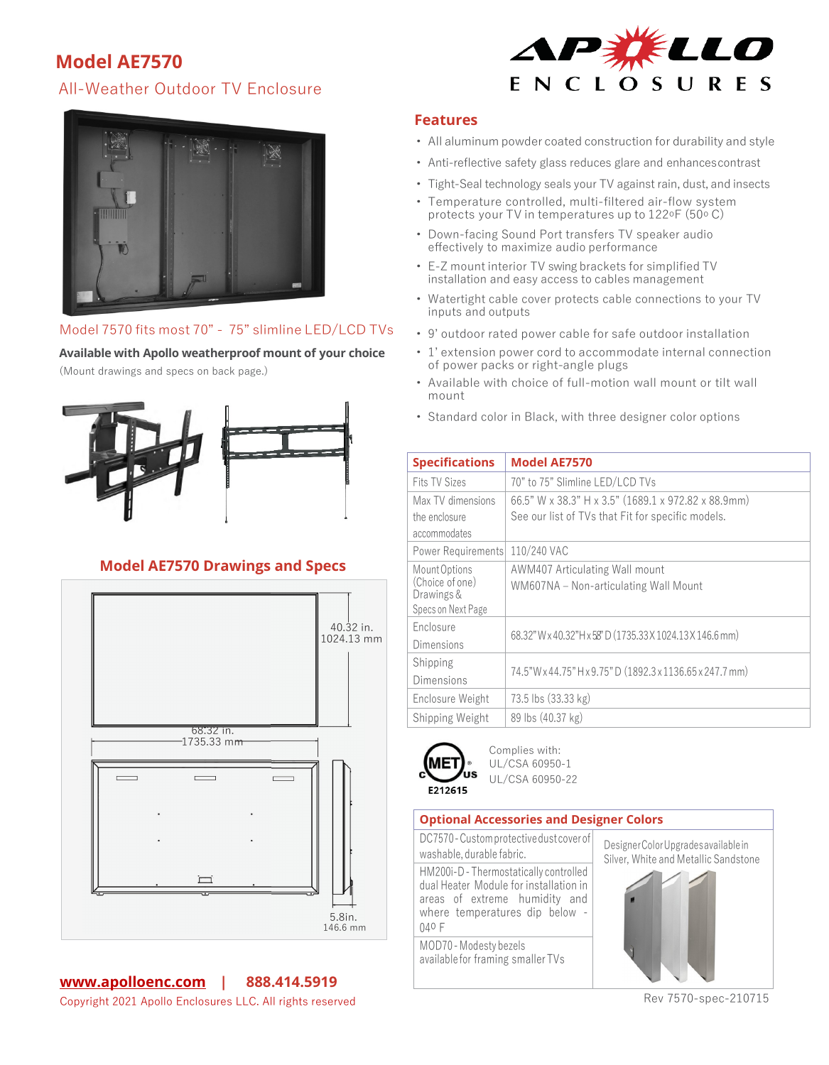# Model AE7570

## All-Weather Outdoor TV Enclosure

APOLLO ENCLOSURES

Model 7570 fits most 70" - 75" slimline LED/LCD TVs

**Available with Apollo weatherproof mount of your choice**

(Mount drawings and specs on back page.)

## Features

- All aluminum powder coated construction for durability and style
- Anti-reflective safety glass reduces glare and enhances contrast
- Tight-Seal technology seals your TV against rain, dust, and insects
- Temperature controlled, multi-filtered air-flow system protects your TV in temperatures up to 122ºF (50º C)
- Down-facing Sound Port transfers TV speaker audio effectively to maximize audio performance
- E-Z mount interior TV swing brackets for simplified TV installation and easy access to cables management
- Watertight cable cover protects cable connections to your TV inputs and outputs
- 9' outdoor rated power cable for safe outdoor installation
- 1' extension power cord to accommodate internal connection of power packs or right-angle plugs
- Available with choice of full-motion wall mount or tilt wall mount
- Standard color in Black, with three designer color options

## Model AE7570 Drawings and Specs

40.32 in. 1024.13 mm

68.32 in. 1735.33 mm

5.8in. 146.6 mm

| Specifications | Model AE7570 |
|---|---|
| Fits TV Sizes | 70" to 75" Slimline LED/LCD TVs |
| Max TV dimensions the enclosure accommodates | 66.5" W x 38.3" H x 3.5" (1689.1 x 972.82 x 88.9mm) See our list of TVs that Fit for specific models. |
| Power Requirements | 110/240 VAC |
| Mount Options (Choice of one) Drawings & Specs on Next Page | AWM407 Articulating Wall mount<br>WM607NA – Non-articulating Wall Mount |
| Enclosure Dimensions | 68.32" W x 40.32" H x 5.8" D (1735.33 X 1024.13 X 146.6 mm) |
| Shipping Dimensions | 74.5" W x 44.75" H x 9.75" D (1892.3 x 1136.65 x 247.7 mm) |
| Enclosure Weight | 73.5 lbs (33.33 kg) |
| Shipping Weight | 89 lbs (40.37 kg) |

MET c US E212615

Complies with:
UL/CSA 60950-1
UL/CSA 60950-22

| Optional Accessories and Designer Colors | |
|---|---|
| DC7570 - Custom protective dust cover of washable, durable fabric. | Designer Color Upgrades available in Silver, White and Metallic Sandstone |
| HM200i-D - Thermostatically controlled dual Heater Module for installation in areas of extreme humidity and where temperatures dip below -04º F | |
| MOD70 - Modesty bezels available for framing smaller TVs | |

**www.apolloenc.com | 888.414.5919**

Copyright 2021 Apollo Enclosures LLC. All rights reserved

Rev 7570-spec-210715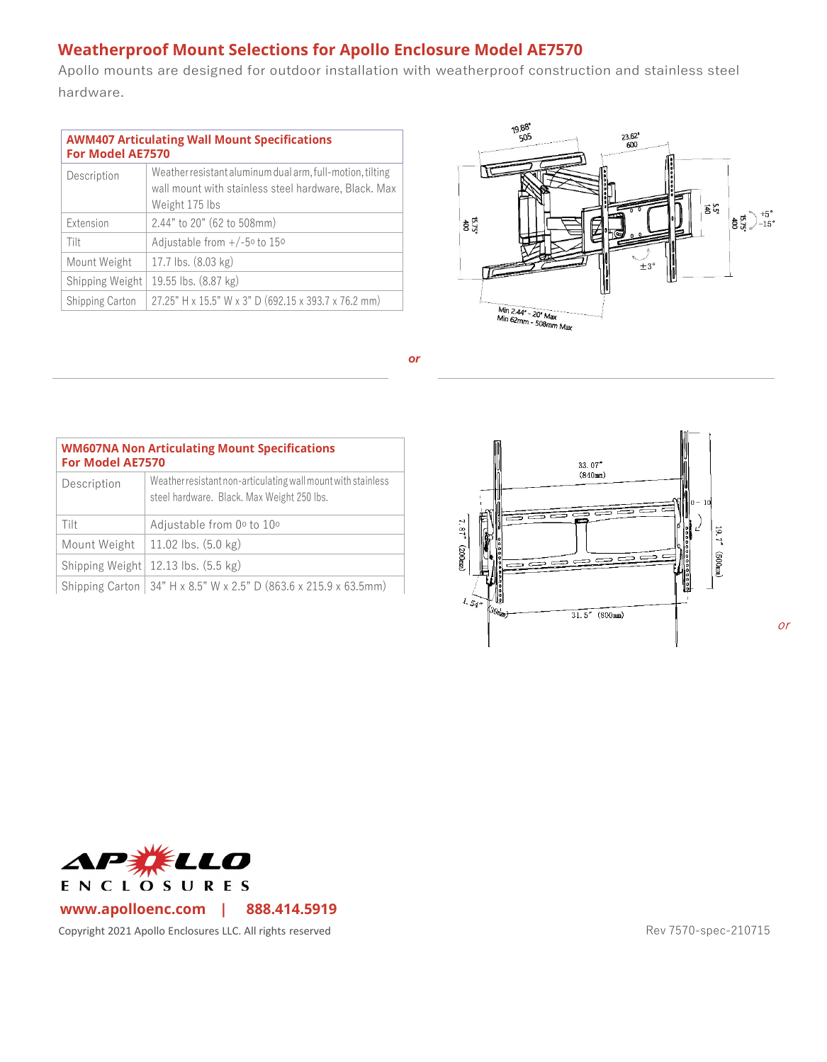# Weatherproof Mount Selections for Apollo Enclosure Model AE7570

Apollo mounts are designed for outdoor installation with weatherproof construction and stainless steel hardware.

| AWM407 Articulating Wall Mount Specifications For Model AE7570 | |
|---|---|
| Description | Weather resistant aluminum dual arm, full-motion, tilting wall mount with stainless steel hardware, Black. Max Weight 175 lbs |
| Extension | 2.44" to 20" (62 to 508mm) |
| Tilt | Adjustable from +/-5º to 15º |
| Mount Weight | 17.7 lbs. (8.03 kg) |
| Shipping Weight | 19.55 lbs. (8.87 kg) |
| Shipping Carton | 27.25" H x 15.5" W x 3" D (692.15 x 393.7 x 76.2 mm) |

19.88"
505
23.62"
600
15.75"
400
5.5"
140
15.75"
400
+5°
-15°
±3°
Min 2.44" - 20" Max
Min 62mm - 508mm Max

*or*

| WM607NA Non Articulating Mount Specifications For Model AE7570 | |
|---|---|
| Description | Weather resistant non-articulating wall mount with stainless steel hardware. Black. Max Weight 250 lbs. |
| Tilt | Adjustable from 0º to 10º |
| Mount Weight | 11.02 lbs. (5.0 kg) |
| Shipping Weight | 12.13 lbs. (5.5 kg) |
| Shipping Carton | 34" H x 8.5" W x 2.5" D (863.6 x 215.9 x 63.5mm) |

33. 07"
(840mm)
0 – 10
7. 87" (200mm)
19. 7" (500mm)
1. 54" (39mm)
31. 5" (800mm)

*or*

APOLLO ENCLOSURES

**www.apolloenc.com | 888.414.5919**

Copyright 2021 Apollo Enclosures LLC. All rights reserved

Rev 7570-spec-210715